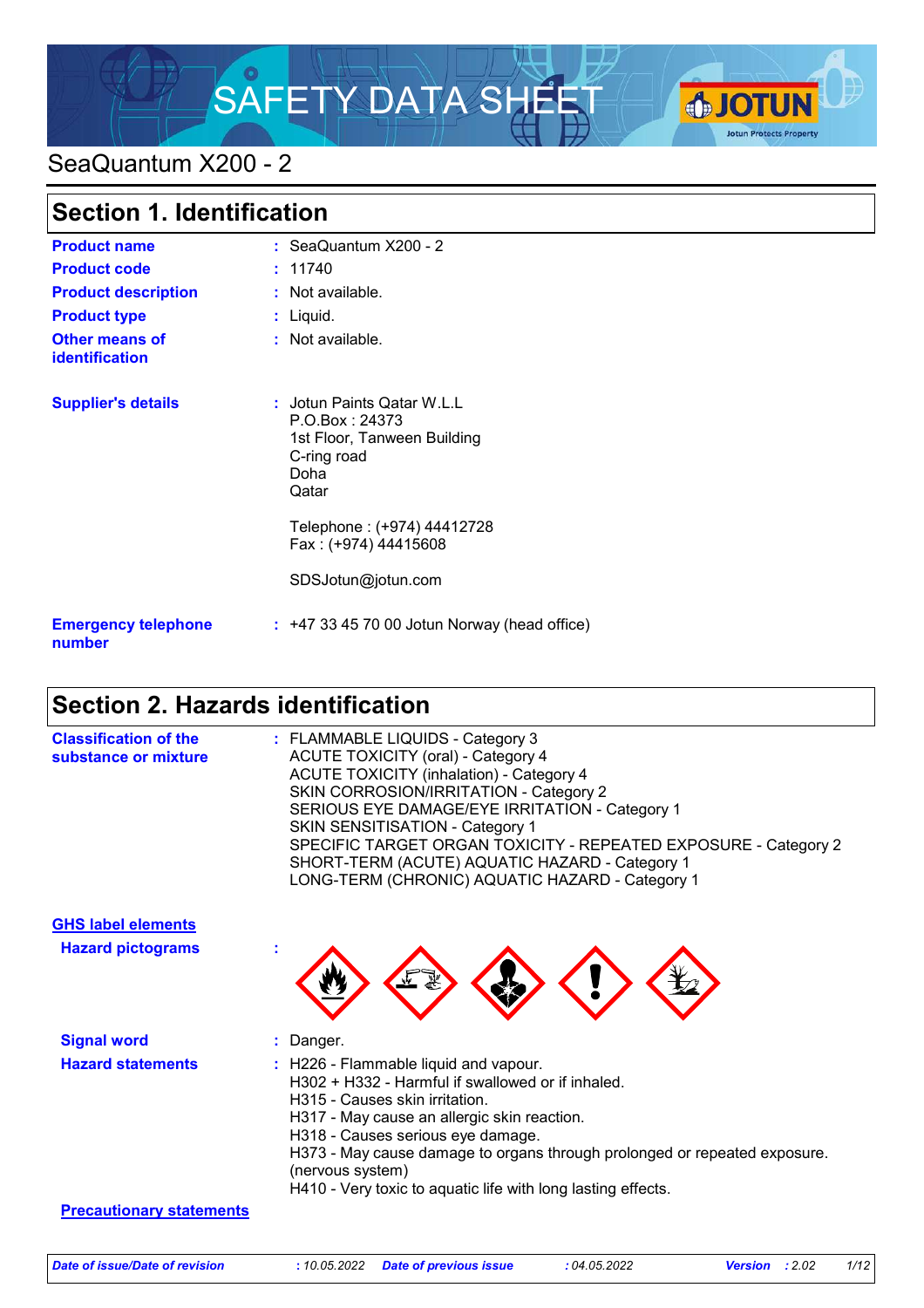# SAFETY DATA SHEET

SeaQuantum X200 - 2

## Section 1. Identification

| | | |
|---|---|---|
| **Product name** | : | SeaQuantum X200 - 2 |
| **Product code** | : | 11740 |
| **Product description** | : | Not available. |
| **Product type** | : | Liquid. |
| **Other means of identification** | : | Not available. |
| **Supplier's details** | : | Jotun Paints Qatar W.L.L<br>P.O.Box : 24373<br>1st Floor, Tanween Building<br>C-ring road<br>Doha<br>Qatar<br><br>Telephone : (+974) 44412728<br>Fax : (+974) 44415608<br><br>SDSJotun@jotun.com |
| **Emergency telephone number** | : | +47 33 45 70 00 Jotun Norway (head office) |

## Section 2. Hazards identification

**Classification of the substance or mixture** :
FLAMMABLE LIQUIDS - Category 3
ACUTE TOXICITY (oral) - Category 4
ACUTE TOXICITY (inhalation) - Category 4
SKIN CORROSION/IRRITATION - Category 2
SERIOUS EYE DAMAGE/EYE IRRITATION - Category 1
SKIN SENSITISATION - Category 1
SPECIFIC TARGET ORGAN TOXICITY - REPEATED EXPOSURE - Category 2
SHORT-TERM (ACUTE) AQUATIC HAZARD - Category 1
LONG-TERM (CHRONIC) AQUATIC HAZARD - Category 1

**GHS label elements**

**Hazard pictograms** :

**Signal word** : Danger.

**Hazard statements** :
H226 - Flammable liquid and vapour.
H302 + H332 - Harmful if swallowed or if inhaled.
H315 - Causes skin irritation.
H317 - May cause an allergic skin reaction.
H318 - Causes serious eye damage.
H373 - May cause damage to organs through prolonged or repeated exposure. (nervous system)
H410 - Very toxic to aquatic life with long lasting effects.

**Precautionary statements**

*Date of issue/Date of revision* : 10.05.2022 *Date of previous issue* : 04.05.2022 *Version* : 2.02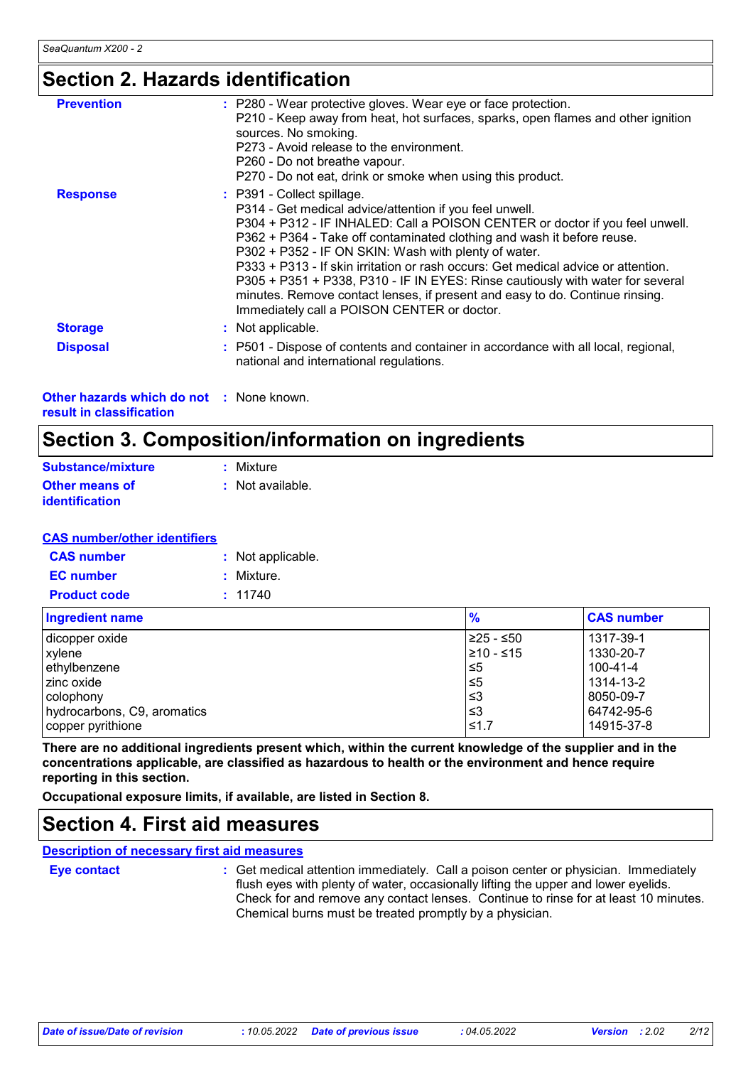## Section 2. Hazards identification

**Prevention** : P280 - Wear protective gloves. Wear eye or face protection.
P210 - Keep away from heat, hot surfaces, sparks, open flames and other ignition sources. No smoking.
P273 - Avoid release to the environment.
P260 - Do not breathe vapour.
P270 - Do not eat, drink or smoke when using this product.

**Response** : P391 - Collect spillage.
P314 - Get medical advice/attention if you feel unwell.
P304 + P312 - IF INHALED: Call a POISON CENTER or doctor if you feel unwell.
P362 + P364 - Take off contaminated clothing and wash it before reuse.
P302 + P352 - IF ON SKIN: Wash with plenty of water.
P333 + P313 - If skin irritation or rash occurs: Get medical advice or attention.
P305 + P351 + P338, P310 - IF IN EYES: Rinse cautiously with water for several minutes. Remove contact lenses, if present and easy to do. Continue rinsing. Immediately call a POISON CENTER or doctor.

**Storage** : Not applicable.

**Disposal** : P501 - Dispose of contents and container in accordance with all local, regional, national and international regulations.

**Other hazards which do not result in classification** : None known.

## Section 3. Composition/information on ingredients

**Substance/mixture** : Mixture

**Other means of identification** : Not available.

**CAS number/other identifiers**

**CAS number** : Not applicable.

**EC number** : Mixture.

**Product code** : 11740

| Ingredient name | % | CAS number |
|---|---|---|
| dicopper oxide | ≥25 - ≤50 | 1317-39-1 |
| xylene | ≥10 - ≤15 | 1330-20-7 |
| ethylbenzene | ≤5 | 100-41-4 |
| zinc oxide | ≤5 | 1314-13-2 |
| colophony | ≤3 | 8050-09-7 |
| hydrocarbons, C9, aromatics | ≤3 | 64742-95-6 |
| copper pyrithione | ≤1.7 | 14915-37-8 |

**There are no additional ingredients present which, within the current knowledge of the supplier and in the concentrations applicable, are classified as hazardous to health or the environment and hence require reporting in this section.**

**Occupational exposure limits, if available, are listed in Section 8.**

## Section 4. First aid measures

**Description of necessary first aid measures**

**Eye contact** : Get medical attention immediately. Call a poison center or physician. Immediately flush eyes with plenty of water, occasionally lifting the upper and lower eyelids. Check for and remove any contact lenses. Continue to rinse for at least 10 minutes. Chemical burns must be treated promptly by a physician.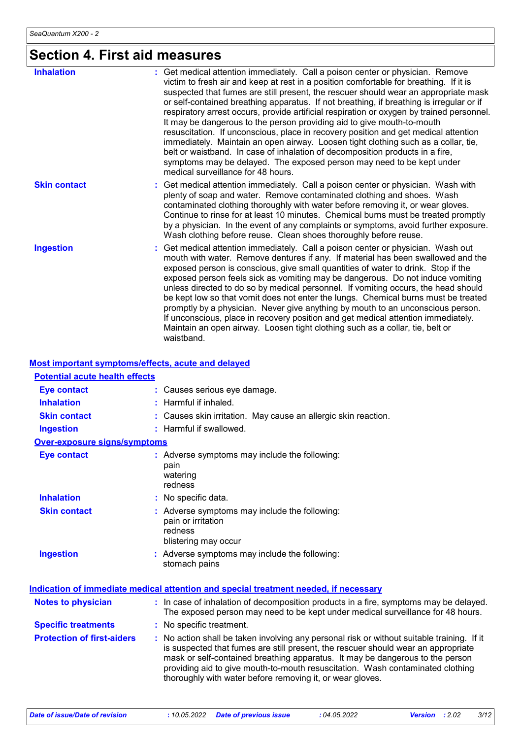# Section 4. First aid measures

| | |
|---|---|
| **Inhalation** | : Get medical attention immediately. Call a poison center or physician. Remove victim to fresh air and keep at rest in a position comfortable for breathing. If it is suspected that fumes are still present, the rescuer should wear an appropriate mask or self-contained breathing apparatus. If not breathing, if breathing is irregular or if respiratory arrest occurs, provide artificial respiration or oxygen by trained personnel. It may be dangerous to the person providing aid to give mouth-to-mouth resuscitation. If unconscious, place in recovery position and get medical attention immediately. Maintain an open airway. Loosen tight clothing such as a collar, tie, belt or waistband. In case of inhalation of decomposition products in a fire, symptoms may be delayed. The exposed person may need to be kept under medical surveillance for 48 hours. |
| **Skin contact** | : Get medical attention immediately. Call a poison center or physician. Wash with plenty of soap and water. Remove contaminated clothing and shoes. Wash contaminated clothing thoroughly with water before removing it, or wear gloves. Continue to rinse for at least 10 minutes. Chemical burns must be treated promptly by a physician. In the event of any complaints or symptoms, avoid further exposure. Wash clothing before reuse. Clean shoes thoroughly before reuse. |
| **Ingestion** | : Get medical attention immediately. Call a poison center or physician. Wash out mouth with water. Remove dentures if any. If material has been swallowed and the exposed person is conscious, give small quantities of water to drink. Stop if the exposed person feels sick as vomiting may be dangerous. Do not induce vomiting unless directed to do so by medical personnel. If vomiting occurs, the head should be kept low so that vomit does not enter the lungs. Chemical burns must be treated promptly by a physician. Never give anything by mouth to an unconscious person. If unconscious, place in recovery position and get medical attention immediately. Maintain an open airway. Loosen tight clothing such as a collar, tie, belt or waistband. |

## Most important symptoms/effects, acute and delayed

### Potential acute health effects

| | |
|---|---|
| **Eye contact** | : Causes serious eye damage. |
| **Inhalation** | : Harmful if inhaled. |
| **Skin contact** | : Causes skin irritation. May cause an allergic skin reaction. |
| **Ingestion** | : Harmful if swallowed. |

### Over-exposure signs/symptoms

| | |
|---|---|
| **Eye contact** | : Adverse symptoms may include the following:<br>pain<br>watering<br>redness |
| **Inhalation** | : No specific data. |
| **Skin contact** | : Adverse symptoms may include the following:<br>pain or irritation<br>redness<br>blistering may occur |
| **Ingestion** | : Adverse symptoms may include the following:<br>stomach pains |

## Indication of immediate medical attention and special treatment needed, if necessary

| | |
|---|---|
| **Notes to physician** | : In case of inhalation of decomposition products in a fire, symptoms may be delayed. The exposed person may need to be kept under medical surveillance for 48 hours. |
| **Specific treatments** | : No specific treatment. |
| **Protection of first-aiders** | : No action shall be taken involving any personal risk or without suitable training. If it is suspected that fumes are still present, the rescuer should wear an appropriate mask or self-contained breathing apparatus. It may be dangerous to the person providing aid to give mouth-to-mouth resuscitation. Wash contaminated clothing thoroughly with water before removing it, or wear gloves. |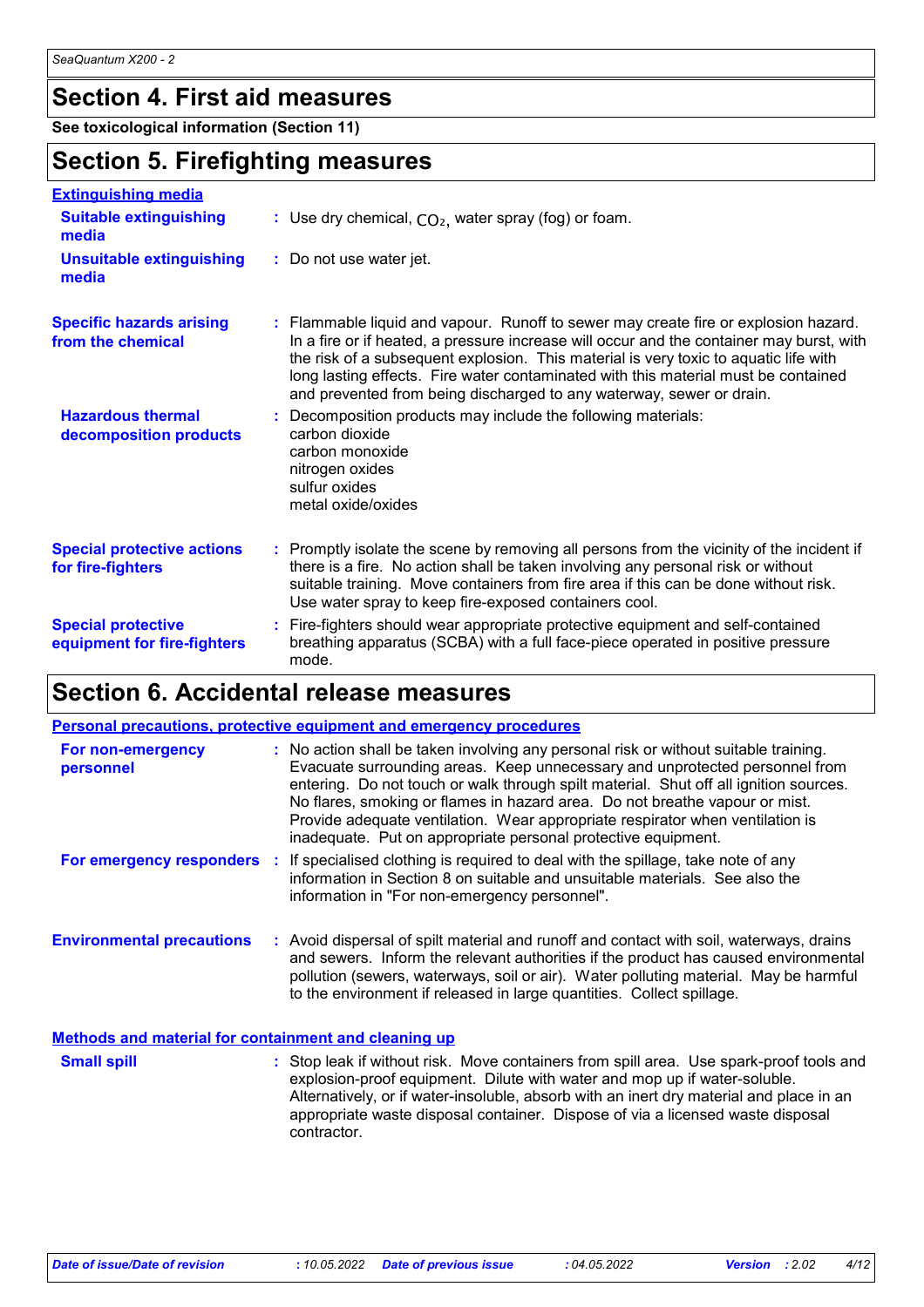## Section 4. First aid measures

**See toxicological information (Section 11)**

## Section 5. Firefighting measures

### Extinguishing media

**Suitable extinguishing media** : Use dry chemical, $CO_2$, water spray (fog) or foam.

**Unsuitable extinguishing media** : Do not use water jet.

**Specific hazards arising from the chemical** : Flammable liquid and vapour. Runoff to sewer may create fire or explosion hazard. In a fire or if heated, a pressure increase will occur and the container may burst, with the risk of a subsequent explosion. This material is very toxic to aquatic life with long lasting effects. Fire water contaminated with this material must be contained and prevented from being discharged to any waterway, sewer or drain.

**Hazardous thermal decomposition products** : Decomposition products may include the following materials:
carbon dioxide
carbon monoxide
nitrogen oxides
sulfur oxides
metal oxide/oxides

**Special protective actions for fire-fighters** : Promptly isolate the scene by removing all persons from the vicinity of the incident if there is a fire. No action shall be taken involving any personal risk or without suitable training. Move containers from fire area if this can be done without risk. Use water spray to keep fire-exposed containers cool.

**Special protective equipment for fire-fighters** : Fire-fighters should wear appropriate protective equipment and self-contained breathing apparatus (SCBA) with a full face-piece operated in positive pressure mode.

## Section 6. Accidental release measures

### Personal precautions, protective equipment and emergency procedures

**For non-emergency personnel** : No action shall be taken involving any personal risk or without suitable training. Evacuate surrounding areas. Keep unnecessary and unprotected personnel from entering. Do not touch or walk through spilt material. Shut off all ignition sources. No flares, smoking or flames in hazard area. Do not breathe vapour or mist. Provide adequate ventilation. Wear appropriate respirator when ventilation is inadequate. Put on appropriate personal protective equipment.

**For emergency responders** : If specialised clothing is required to deal with the spillage, take note of any information in Section 8 on suitable and unsuitable materials. See also the information in "For non-emergency personnel".

**Environmental precautions** : Avoid dispersal of spilt material and runoff and contact with soil, waterways, drains and sewers. Inform the relevant authorities if the product has caused environmental pollution (sewers, waterways, soil or air). Water polluting material. May be harmful to the environment if released in large quantities. Collect spillage.

### Methods and material for containment and cleaning up

**Small spill** : Stop leak if without risk. Move containers from spill area. Use spark-proof tools and explosion-proof equipment. Dilute with water and mop up if water-soluble. Alternatively, or if water-insoluble, absorb with an inert dry material and place in an appropriate waste disposal container. Dispose of via a licensed waste disposal contractor.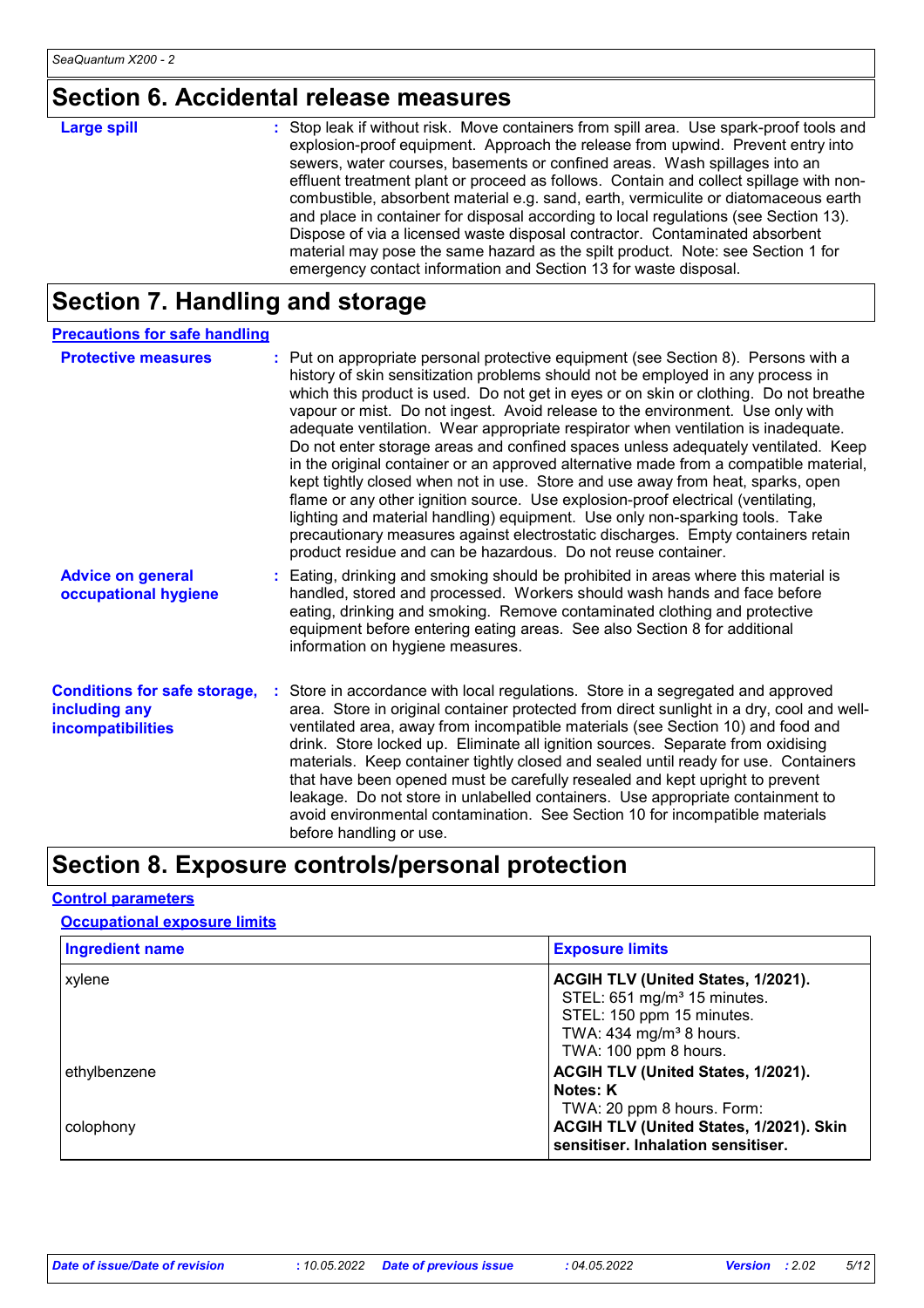## Section 6. Accidental release measures

**Large spill** : Stop leak if without risk. Move containers from spill area. Use spark-proof tools and explosion-proof equipment. Approach the release from upwind. Prevent entry into sewers, water courses, basements or confined areas. Wash spillages into an effluent treatment plant or proceed as follows. Contain and collect spillage with non-combustible, absorbent material e.g. sand, earth, vermiculite or diatomaceous earth and place in container for disposal according to local regulations (see Section 13). Dispose of via a licensed waste disposal contractor. Contaminated absorbent material may pose the same hazard as the spilt product. Note: see Section 1 for emergency contact information and Section 13 for waste disposal.

## Section 7. Handling and storage

### Precautions for safe handling

**Protective measures** : Put on appropriate personal protective equipment (see Section 8). Persons with a history of skin sensitization problems should not be employed in any process in which this product is used. Do not get in eyes or on skin or clothing. Do not breathe vapour or mist. Do not ingest. Avoid release to the environment. Use only with adequate ventilation. Wear appropriate respirator when ventilation is inadequate. Do not enter storage areas and confined spaces unless adequately ventilated. Keep in the original container or an approved alternative made from a compatible material, kept tightly closed when not in use. Store and use away from heat, sparks, open flame or any other ignition source. Use explosion-proof electrical (ventilating, lighting and material handling) equipment. Use only non-sparking tools. Take precautionary measures against electrostatic discharges. Empty containers retain product residue and can be hazardous. Do not reuse container.

**Advice on general occupational hygiene** : Eating, drinking and smoking should be prohibited in areas where this material is handled, stored and processed. Workers should wash hands and face before eating, drinking and smoking. Remove contaminated clothing and protective equipment before entering eating areas. See also Section 8 for additional information on hygiene measures.

**Conditions for safe storage, including any incompatibilities** : Store in accordance with local regulations. Store in a segregated and approved area. Store in original container protected from direct sunlight in a dry, cool and well-ventilated area, away from incompatible materials (see Section 10) and food and drink. Store locked up. Eliminate all ignition sources. Separate from oxidising materials. Keep container tightly closed and sealed until ready for use. Containers that have been opened must be carefully resealed and kept upright to prevent leakage. Do not store in unlabelled containers. Use appropriate containment to avoid environmental contamination. See Section 10 for incompatible materials before handling or use.

## Section 8. Exposure controls/personal protection

### Control parameters

#### Occupational exposure limits

| Ingredient name | Exposure limits |
|---|---|
| xylene | **ACGIH TLV (United States, 1/2021).**<br>STEL: 651 mg/m³ 15 minutes.<br>STEL: 150 ppm 15 minutes.<br>TWA: 434 mg/m³ 8 hours.<br>TWA: 100 ppm 8 hours. |
| ethylbenzene | **ACGIH TLV (United States, 1/2021).**<br>**Notes: K**<br>TWA: 20 ppm 8 hours. Form: |
| colophony | **ACGIH TLV (United States, 1/2021). Skin sensitiser. Inhalation sensitiser.** |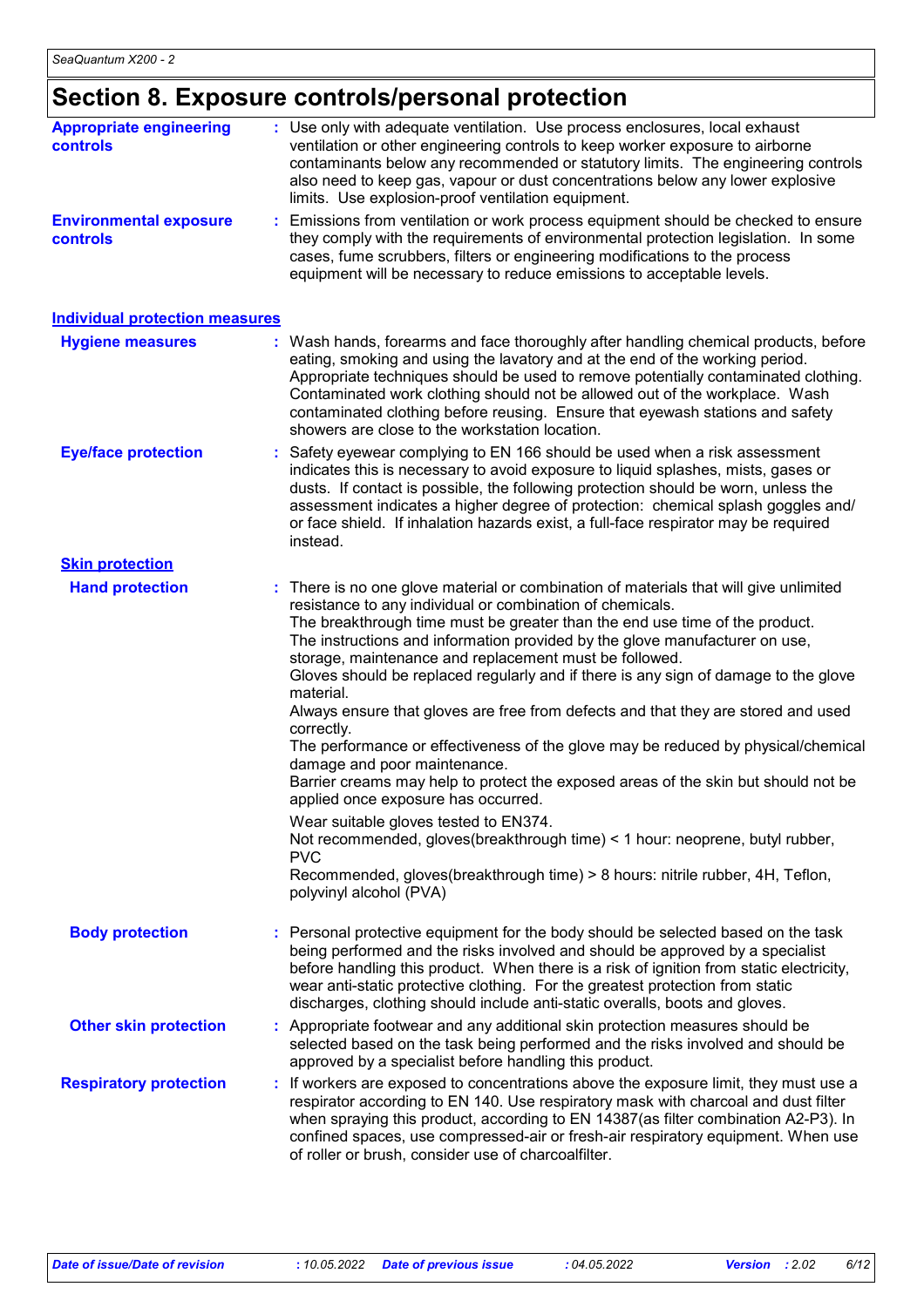# Section 8. Exposure controls/personal protection

**Appropriate engineering controls** : Use only with adequate ventilation. Use process enclosures, local exhaust ventilation or other engineering controls to keep worker exposure to airborne contaminants below any recommended or statutory limits. The engineering controls also need to keep gas, vapour or dust concentrations below any lower explosive limits. Use explosion-proof ventilation equipment.

**Environmental exposure controls** : Emissions from ventilation or work process equipment should be checked to ensure they comply with the requirements of environmental protection legislation. In some cases, fume scrubbers, filters or engineering modifications to the process equipment will be necessary to reduce emissions to acceptable levels.

## Individual protection measures

**Hygiene measures** : Wash hands, forearms and face thoroughly after handling chemical products, before eating, smoking and using the lavatory and at the end of the working period. Appropriate techniques should be used to remove potentially contaminated clothing. Contaminated work clothing should not be allowed out of the workplace. Wash contaminated clothing before reusing. Ensure that eyewash stations and safety showers are close to the workstation location.

**Eye/face protection** : Safety eyewear complying to EN 166 should be used when a risk assessment indicates this is necessary to avoid exposure to liquid splashes, mists, gases or dusts. If contact is possible, the following protection should be worn, unless the assessment indicates a higher degree of protection: chemical splash goggles and/or face shield. If inhalation hazards exist, a full-face respirator may be required instead.

### Skin protection

**Hand protection** : There is no one glove material or combination of materials that will give unlimited resistance to any individual or combination of chemicals.
The breakthrough time must be greater than the end use time of the product.
The instructions and information provided by the glove manufacturer on use, storage, maintenance and replacement must be followed.
Gloves should be replaced regularly and if there is any sign of damage to the glove material.
Always ensure that gloves are free from defects and that they are stored and used correctly.
The performance or effectiveness of the glove may be reduced by physical/chemical damage and poor maintenance.
Barrier creams may help to protect the exposed areas of the skin but should not be applied once exposure has occurred.

Wear suitable gloves tested to EN374.
Not recommended, gloves(breakthrough time) < 1 hour: neoprene, butyl rubber, PVC
Recommended, gloves(breakthrough time) > 8 hours: nitrile rubber, 4H, Teflon, polyvinyl alcohol (PVA)

**Body protection** : Personal protective equipment for the body should be selected based on the task being performed and the risks involved and should be approved by a specialist before handling this product. When there is a risk of ignition from static electricity, wear anti-static protective clothing. For the greatest protection from static discharges, clothing should include anti-static overalls, boots and gloves.

**Other skin protection** : Appropriate footwear and any additional skin protection measures should be selected based on the task being performed and the risks involved and should be approved by a specialist before handling this product.

**Respiratory protection** : If workers are exposed to concentrations above the exposure limit, they must use a respirator according to EN 140. Use respiratory mask with charcoal and dust filter when spraying this product, according to EN 14387(as filter combination A2-P3). In confined spaces, use compressed-air or fresh-air respiratory equipment. When use of roller or brush, consider use of charcoalfilter.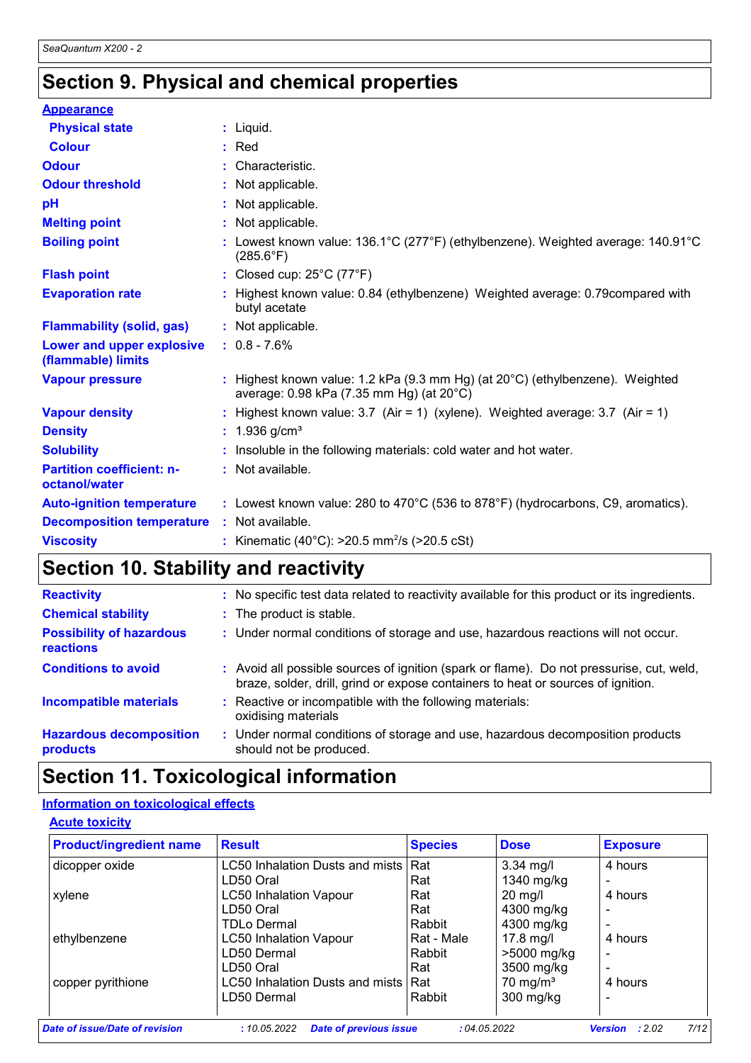# Section 9. Physical and chemical properties

**Appearance**

| | |
|---|---|
| **Physical state** | : Liquid. |
| **Colour** | : Red |
| **Odour** | : Characteristic. |
| **Odour threshold** | : Not applicable. |
| **pH** | : Not applicable. |
| **Melting point** | : Not applicable. |
| **Boiling point** | : Lowest known value: 136.1°C (277°F) (ethylbenzene). Weighted average: 140.91°C (285.6°F) |
| **Flash point** | : Closed cup: 25°C (77°F) |
| **Evaporation rate** | : Highest known value: 0.84 (ethylbenzene) Weighted average: 0.79compared with butyl acetate |
| **Flammability (solid, gas)** | : Not applicable. |
| **Lower and upper explosive (flammable) limits** | : 0.8 - 7.6% |
| **Vapour pressure** | : Highest known value: 1.2 kPa (9.3 mm Hg) (at 20°C) (ethylbenzene). Weighted average: 0.98 kPa (7.35 mm Hg) (at 20°C) |
| **Vapour density** | : Highest known value: 3.7 (Air = 1) (xylene). Weighted average: 3.7 (Air = 1) |
| **Density** | : 1.936 g/cm³ |
| **Solubility** | : Insoluble in the following materials: cold water and hot water. |
| **Partition coefficient: n-octanol/water** | : Not available. |
| **Auto-ignition temperature** | : Lowest known value: 280 to 470°C (536 to 878°F) (hydrocarbons, C9, aromatics). |
| **Decomposition temperature** | : Not available. |
| **Viscosity** | : Kinematic (40°C): >20.5 mm$^2$/s (>20.5 cSt) |

# Section 10. Stability and reactivity

| | |
|---|---|
| **Reactivity** | : No specific test data related to reactivity available for this product or its ingredients. |
| **Chemical stability** | : The product is stable. |
| **Possibility of hazardous reactions** | : Under normal conditions of storage and use, hazardous reactions will not occur. |
| **Conditions to avoid** | : Avoid all possible sources of ignition (spark or flame). Do not pressurise, cut, weld, braze, solder, drill, grind or expose containers to heat or sources of ignition. |
| **Incompatible materials** | : Reactive or incompatible with the following materials: oxidising materials |
| **Hazardous decomposition products** | : Under normal conditions of storage and use, hazardous decomposition products should not be produced. |

# Section 11. Toxicological information

**Information on toxicological effects**

**Acute toxicity**

| Product/ingredient name | Result | Species | Dose | Exposure |
|---|---|---|---|---|
| dicopper oxide | LC50 Inhalation Dusts and mists | Rat | 3.34 mg/l | 4 hours |
| | LD50 Oral | Rat | 1340 mg/kg | - |
| xylene | LC50 Inhalation Vapour | Rat | 20 mg/l | 4 hours |
| | LD50 Oral | Rat | 4300 mg/kg | - |
| | TDLo Dermal | Rabbit | 4300 mg/kg | - |
| ethylbenzene | LC50 Inhalation Vapour | Rat - Male | 17.8 mg/l | 4 hours |
| | LD50 Dermal | Rabbit | >5000 mg/kg | - |
| | LD50 Oral | Rat | 3500 mg/kg | - |
| copper pyrithione | LC50 Inhalation Dusts and mists | Rat | 70 mg/m³ | 4 hours |
| | LD50 Dermal | Rabbit | 300 mg/kg | - |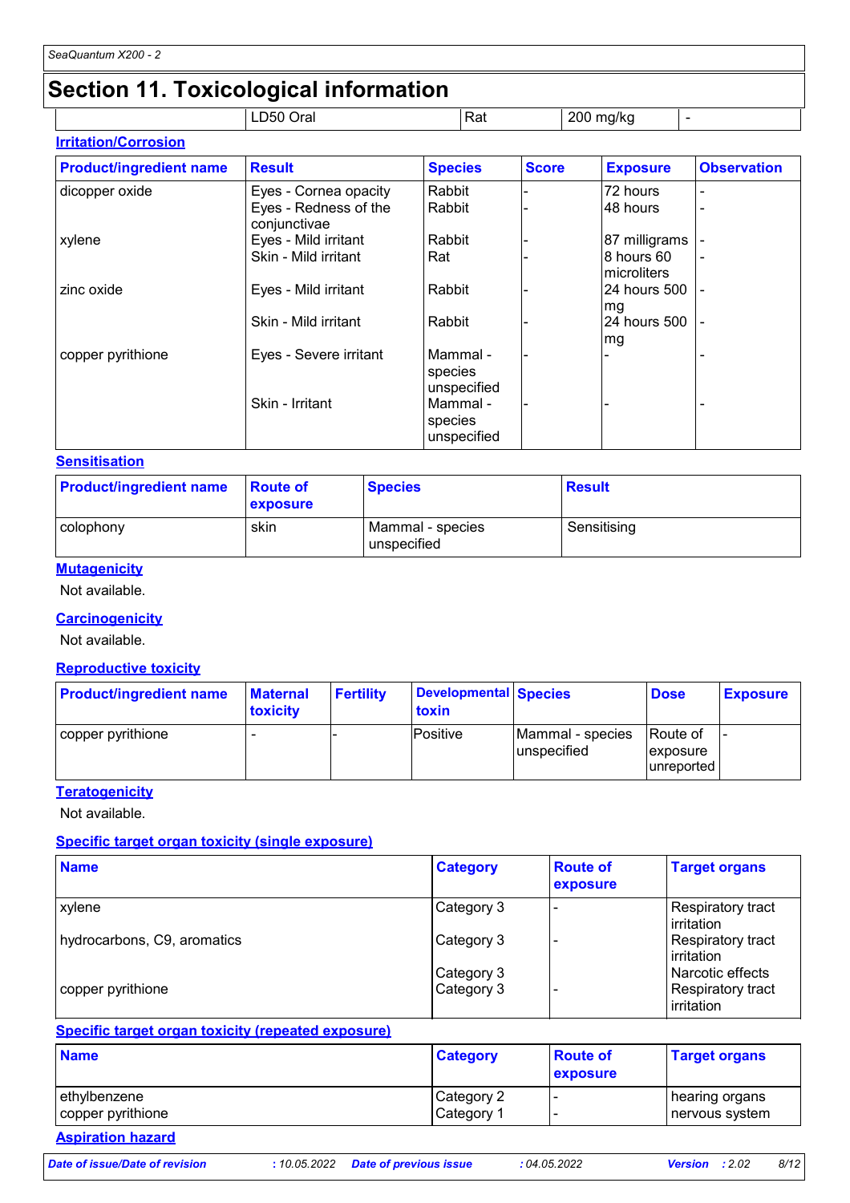## Section 11. Toxicological information

| | LD50 Oral | Rat | 200 mg/kg | - |
|---|---|---|---|---|

### Irritation/Corrosion

| Product/ingredient name | Result | Species | Score | Exposure | Observation |
|---|---|---|---|---|---|
| dicopper oxide | Eyes - Cornea opacity | Rabbit | - | 72 hours | - |
| | Eyes - Redness of the conjunctivae | Rabbit | - | 48 hours | - |
| xylene | Eyes - Mild irritant | Rabbit | - | 87 milligrams | - |
| | Skin - Mild irritant | Rat | - | 8 hours 60 microliters | - |
| zinc oxide | Eyes - Mild irritant | Rabbit | - | 24 hours 500 mg | - |
| | Skin - Mild irritant | Rabbit | - | 24 hours 500 mg | - |
| copper pyrithione | Eyes - Severe irritant | Mammal - species unspecified | - | - | - |
| | Skin - Irritant | Mammal - species unspecified | - | - | - |

### Sensitisation

| Product/ingredient name | Route of exposure | Species | Result |
|---|---|---|---|
| colophony | skin | Mammal - species unspecified | Sensitising |

### Mutagenicity

Not available.

### Carcinogenicity

Not available.

### Reproductive toxicity

| Product/ingredient name | Maternal toxicity | Fertility | Developmental toxin | Species | Dose | Exposure |
|---|---|---|---|---|---|---|
| copper pyrithione | - | - | Positive | Mammal - species unspecified | Route of exposure unreported | - |

### Teratogenicity

Not available.

### Specific target organ toxicity (single exposure)

| Name | Category | Route of exposure | Target organs |
|---|---|---|---|
| xylene | Category 3 | - | Respiratory tract irritation |
| hydrocarbons, C9, aromatics | Category 3 | - | Respiratory tract irritation |
| | Category 3 | | Narcotic effects |
| copper pyrithione | Category 3 | - | Respiratory tract irritation |

### Specific target organ toxicity (repeated exposure)

| Name | Category | Route of exposure | Target organs |
|---|---|---|---|
| ethylbenzene | Category 2 | - | hearing organs |
| copper pyrithione | Category 1 | - | nervous system |

### Aspiration hazard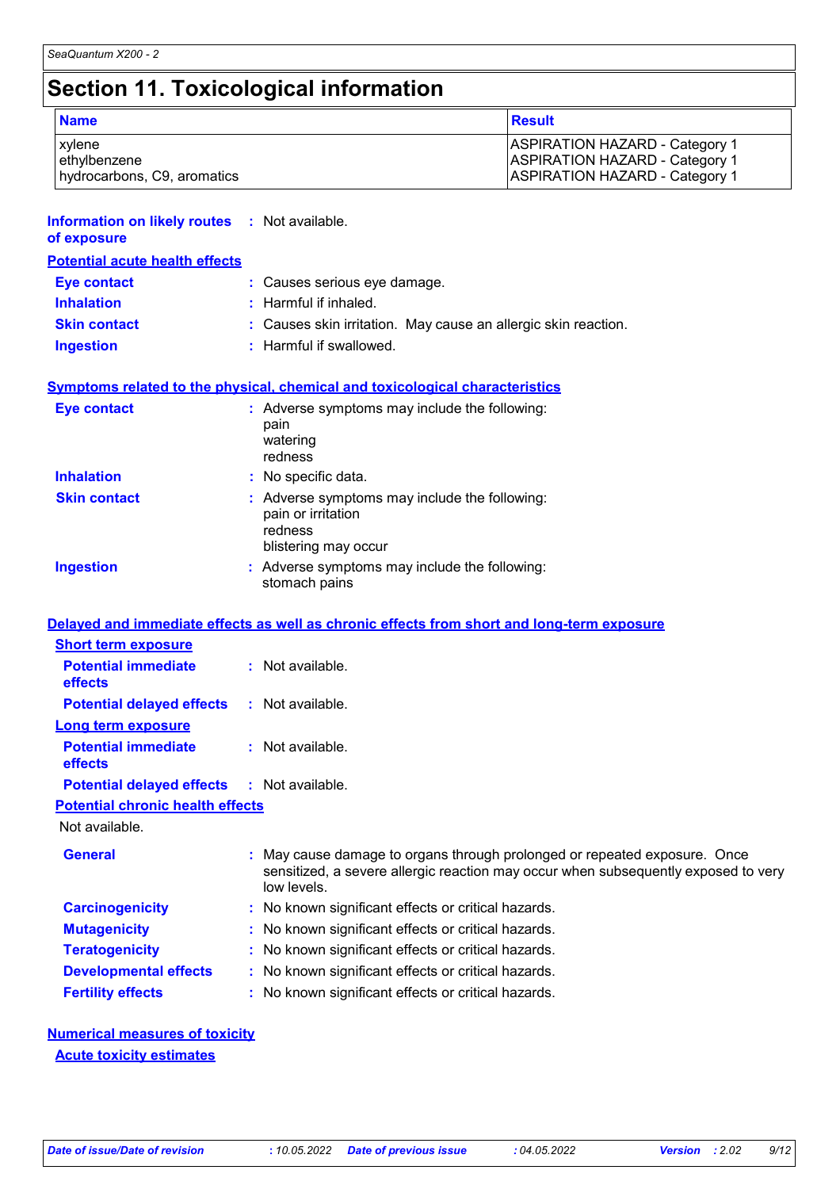# Section 11. Toxicological information

| Name | Result |
| --- | --- |
| xylene | ASPIRATION HAZARD - Category 1 |
| ethylbenzene | ASPIRATION HAZARD - Category 1 |
| hydrocarbons, C9, aromatics | ASPIRATION HAZARD - Category 1 |

**Information on likely routes of exposure** : Not available.

**Potential acute health effects**

**Eye contact** : Causes serious eye damage.

**Inhalation** : Harmful if inhaled.

**Skin contact** : Causes skin irritation. May cause an allergic skin reaction.

**Ingestion** : Harmful if swallowed.

**Symptoms related to the physical, chemical and toxicological characteristics**

**Eye contact** : Adverse symptoms may include the following:
pain
watering
redness

**Inhalation** : No specific data.

**Skin contact** : Adverse symptoms may include the following:
pain or irritation
redness
blistering may occur

**Ingestion** : Adverse symptoms may include the following:
stomach pains

**Delayed and immediate effects as well as chronic effects from short and long-term exposure**

**Short term exposure**

**Potential immediate effects** : Not available.

**Potential delayed effects** : Not available.

**Long term exposure**

**Potential immediate effects** : Not available.

**Potential delayed effects** : Not available.

**Potential chronic health effects**

Not available.

**General** : May cause damage to organs through prolonged or repeated exposure. Once sensitized, a severe allergic reaction may occur when subsequently exposed to very low levels.

**Carcinogenicity** : No known significant effects or critical hazards.

**Mutagenicity** : No known significant effects or critical hazards.

**Teratogenicity** : No known significant effects or critical hazards.

**Developmental effects** : No known significant effects or critical hazards.

**Fertility effects** : No known significant effects or critical hazards.

**Numerical measures of toxicity**

**Acute toxicity estimates**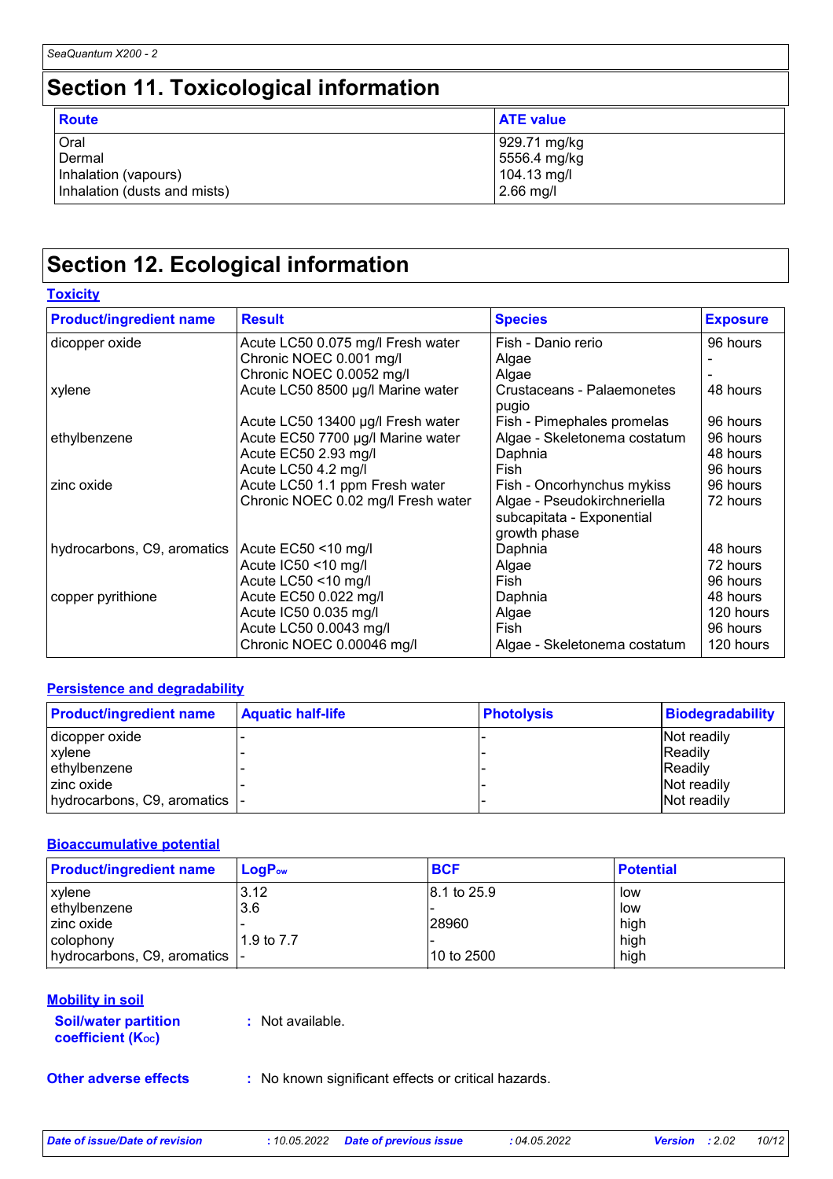## Section 11. Toxicological information

| Route | ATE value |
|---|---|
| Oral | 929.71 mg/kg |
| Dermal | 5556.4 mg/kg |
| Inhalation (vapours) | 104.13 mg/l |
| Inhalation (dusts and mists) | 2.66 mg/l |

## Section 12. Ecological information

### Toxicity

| Product/ingredient name | Result | Species | Exposure |
|---|---|---|---|
| dicopper oxide | Acute LC50 0.075 mg/l Fresh water | Fish - Danio rerio | 96 hours |
| | Chronic NOEC 0.001 mg/l | Algae | - |
| | Chronic NOEC 0.0052 mg/l | Algae | - |
| xylene | Acute LC50 8500 µg/l Marine water | Crustaceans - Palaemonetes pugio | 48 hours |
| | Acute LC50 13400 µg/l Fresh water | Fish - Pimephales promelas | 96 hours |
| ethylbenzene | Acute EC50 7700 µg/l Marine water | Algae - Skeletonema costatum | 96 hours |
| | Acute EC50 2.93 mg/l | Daphnia | 48 hours |
| | Acute LC50 4.2 mg/l | Fish | 96 hours |
| zinc oxide | Acute LC50 1.1 ppm Fresh water | Fish - Oncorhynchus mykiss | 96 hours |
| | Chronic NOEC 0.02 mg/l Fresh water | Algae - Pseudokirchneriella subcapitata - Exponential growth phase | 72 hours |
| hydrocarbons, C9, aromatics | Acute EC50 <10 mg/l | Daphnia | 48 hours |
| | Acute IC50 <10 mg/l | Algae | 72 hours |
| | Acute LC50 <10 mg/l | Fish | 96 hours |
| copper pyrithione | Acute EC50 0.022 mg/l | Daphnia | 48 hours |
| | Acute IC50 0.035 mg/l | Algae | 120 hours |
| | Acute LC50 0.0043 mg/l | Fish | 96 hours |
| | Chronic NOEC 0.00046 mg/l | Algae - Skeletonema costatum | 120 hours |

### Persistence and degradability

| Product/ingredient name | Aquatic half-life | Photolysis | Biodegradability |
|---|---|---|---|
| dicopper oxide | - | - | Not readily |
| xylene | - | - | Readily |
| ethylbenzene | - | - | Readily |
| zinc oxide | - | - | Not readily |
| hydrocarbons, C9, aromatics | - | - | Not readily |

### Bioaccumulative potential

| Product/ingredient name | $LogP_{ow}$ | BCF | Potential |
|---|---|---|---|
| xylene | 3.12 | 8.1 to 25.9 | low |
| ethylbenzene | 3.6 | - | low |
| zinc oxide | - | 28960 | high |
| colophony | 1.9 to 7.7 | - | high |
| hydrocarbons, C9, aromatics | - | 10 to 2500 | high |

### Mobility in soil

**Soil/water partition coefficient ($K_{OC}$)** : Not available.

**Other adverse effects** : No known significant effects or critical hazards.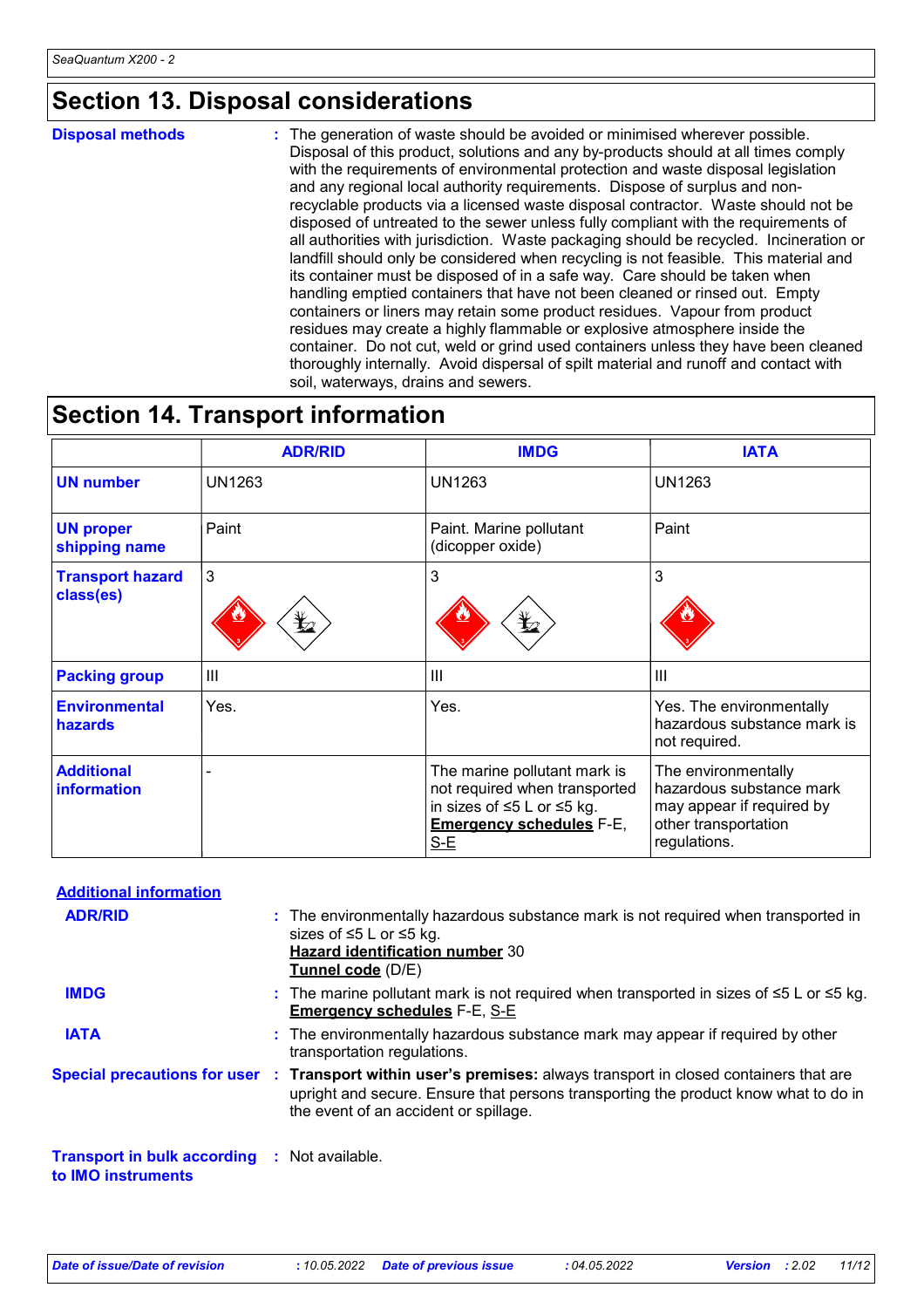## Section 13. Disposal considerations

**Disposal methods** : The generation of waste should be avoided or minimised wherever possible. Disposal of this product, solutions and any by-products should at all times comply with the requirements of environmental protection and waste disposal legislation and any regional local authority requirements. Dispose of surplus and non-recyclable products via a licensed waste disposal contractor. Waste should not be disposed of untreated to the sewer unless fully compliant with the requirements of all authorities with jurisdiction. Waste packaging should be recycled. Incineration or landfill should only be considered when recycling is not feasible. This material and its container must be disposed of in a safe way. Care should be taken when handling emptied containers that have not been cleaned or rinsed out. Empty containers or liners may retain some product residues. Vapour from product residues may create a highly flammable or explosive atmosphere inside the container. Do not cut, weld or grind used containers unless they have been cleaned thoroughly internally. Avoid dispersal of spilt material and runoff and contact with soil, waterways, drains and sewers.

## Section 14. Transport information

| | ADR/RID | IMDG | IATA |
|---|---|---|---|
| **UN number** | UN1263 | UN1263 | UN1263 |
| **UN proper shipping name** | Paint | Paint. Marine pollutant (dicopper oxide) | Paint |
| **Transport hazard class(es)** | 3 | 3 | 3 |
| **Packing group** | III | III | III |
| **Environmental hazards** | Yes. | Yes. | Yes. The environmentally hazardous substance mark is not required. |
| **Additional information** | - | The marine pollutant mark is not required when transported in sizes of ≤5 L or ≤5 kg. **Emergency schedules** F-E, S-E | The environmentally hazardous substance mark may appear if required by other transportation regulations. |

**Additional information**

**ADR/RID** : The environmentally hazardous substance mark is not required when transported in sizes of ≤5 L or ≤5 kg.
**Hazard identification number** 30
**Tunnel code** (D/E)

**IMDG** : The marine pollutant mark is not required when transported in sizes of ≤5 L or ≤5 kg.
**Emergency schedules** F-E, S-E

**IATA** : The environmentally hazardous substance mark may appear if required by other transportation regulations.

**Special precautions for user** : **Transport within user's premises:** always transport in closed containers that are upright and secure. Ensure that persons transporting the product know what to do in the event of an accident or spillage.

**Transport in bulk according to IMO instruments** : Not available.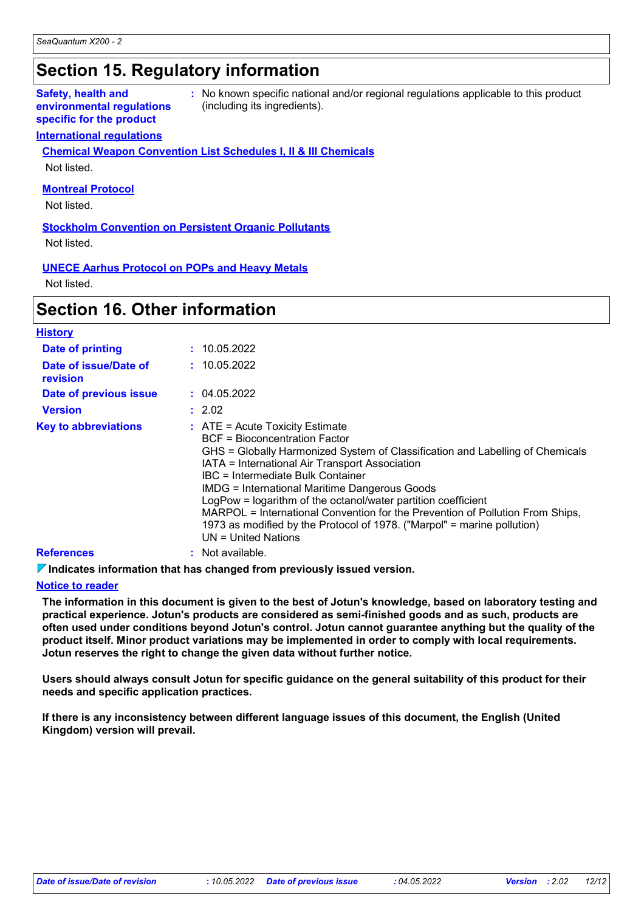## Section 15. Regulatory information

**Safety, health and environmental regulations specific for the product** : No known specific national and/or regional regulations applicable to this product (including its ingredients).

**International regulations**

**Chemical Weapon Convention List Schedules I, II & III Chemicals**

Not listed.

**Montreal Protocol**

Not listed.

**Stockholm Convention on Persistent Organic Pollutants**

Not listed.

**UNECE Aarhus Protocol on POPs and Heavy Metals**

Not listed.

## Section 16. Other information

**History**

| | |
|---|---|
| **Date of printing** | : 10.05.2022 |
| **Date of issue/Date of revision** | : 10.05.2022 |
| **Date of previous issue** | : 04.05.2022 |
| **Version** | : 2.02 |

**Key to abbreviations** : ATE = Acute Toxicity Estimate
BCF = Bioconcentration Factor
GHS = Globally Harmonized System of Classification and Labelling of Chemicals
IATA = International Air Transport Association
IBC = Intermediate Bulk Container
IMDG = International Maritime Dangerous Goods
LogPow = logarithm of the octanol/water partition coefficient
MARPOL = International Convention for the Prevention of Pollution From Ships, 1973 as modified by the Protocol of 1978. ("Marpol" = marine pollution)
UN = United Nations

**References** : Not available.

**Indicates information that has changed from previously issued version.**

**Notice to reader**

**The information in this document is given to the best of Jotun's knowledge, based on laboratory testing and practical experience. Jotun's products are considered as semi-finished goods and as such, products are often used under conditions beyond Jotun's control. Jotun cannot guarantee anything but the quality of the product itself. Minor product variations may be implemented in order to comply with local requirements. Jotun reserves the right to change the given data without further notice.**

**Users should always consult Jotun for specific guidance on the general suitability of this product for their needs and specific application practices.**

**If there is any inconsistency between different language issues of this document, the English (United Kingdom) version will prevail.**